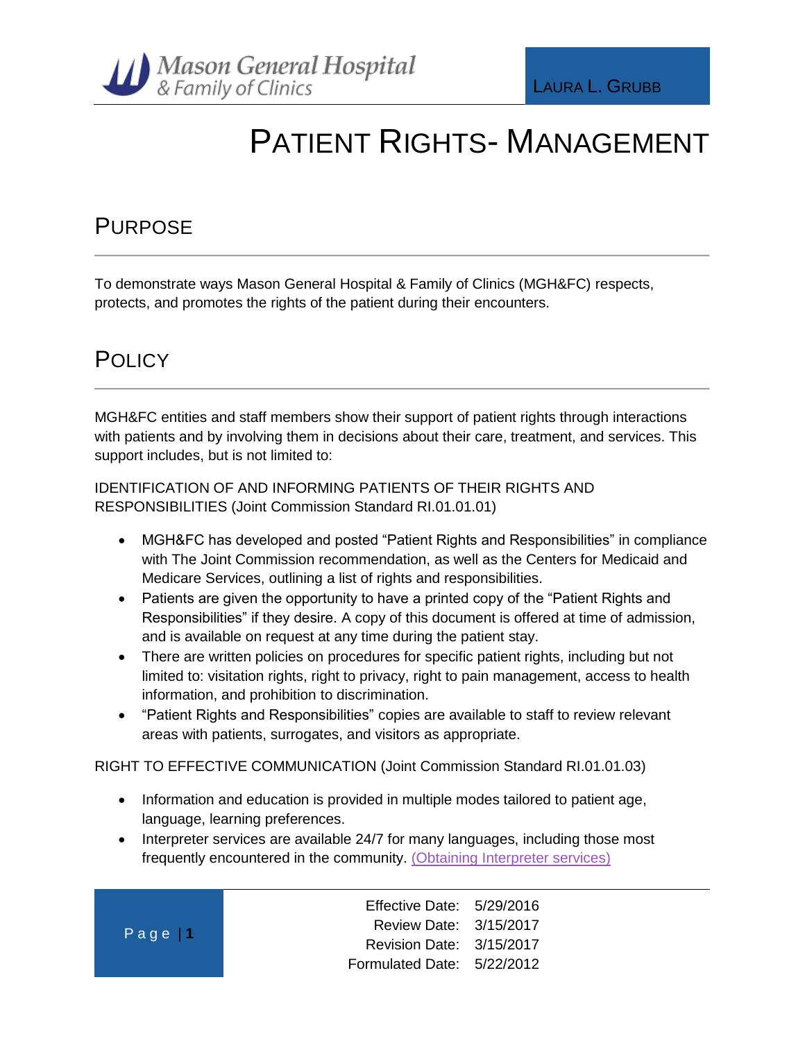# Patient Rights- Management

## Purpose

To demonstrate ways Mason General Hospital & Family of Clinics (MGH&FC) respects, protects, and promotes the rights of the patient during their encounters.

## Policy

MGH&FC entities and staff members show their support of patient rights through interactions with patients and by involving them in decisions about their care, treatment, and services. This support includes, but is not limited to:

IDENTIFICATION OF AND INFORMING PATIENTS OF THEIR RIGHTS AND RESPONSIBILITIES (Joint Commission Standard RI.01.01.01)

- MGH&FC has developed and posted "Patient Rights and Responsibilities" in compliance with The Joint Commission recommendation, as well as the Centers for Medicaid and Medicare Services, outlining a list of rights and responsibilities.
- Patients are given the opportunity to have a printed copy of the "Patient Rights and Responsibilities" if they desire. A copy of this document is offered at time of admission, and is available on request at any time during the patient stay.
- There are written policies on procedures for specific patient rights, including but not limited to: visitation rights, right to privacy, right to pain management, access to health information, and prohibition to discrimination.
- "Patient Rights and Responsibilities" copies are available to staff to review relevant areas with patients, surrogates, and visitors as appropriate.

RIGHT TO EFFECTIVE COMMUNICATION (Joint Commission Standard RI.01.01.03)

- Information and education is provided in multiple modes tailored to patient age, language, learning preferences.
- Interpreter services are available 24/7 for many languages, including those most frequently encountered in the community. (Obtaining Interpreter services)

| | |
|---|---|
| Effective Date: | 5/29/2016 |
| Review Date: | 3/15/2017 |
| Revision Date: | 3/15/2017 |
| Formulated Date: | 5/22/2012 |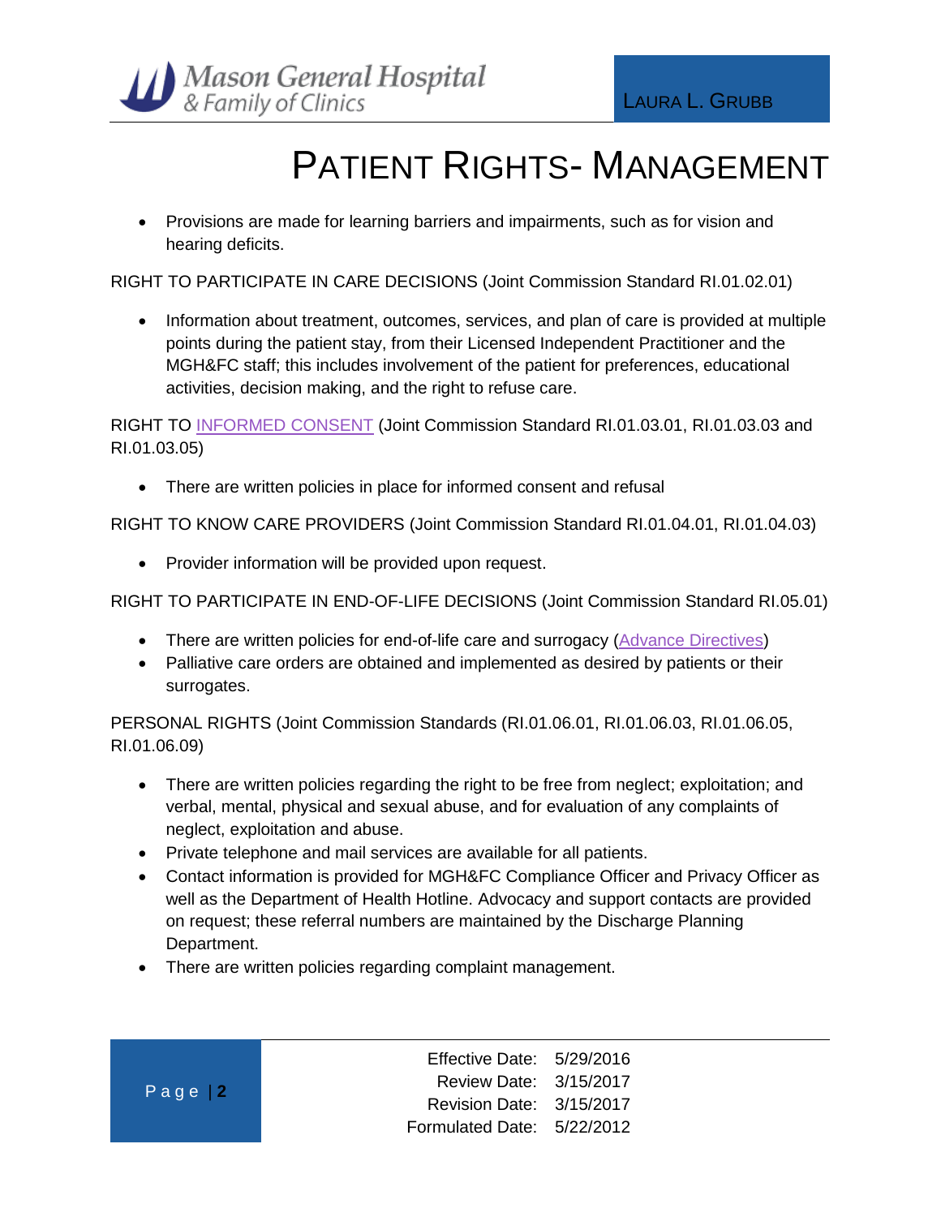- Provisions are made for learning barriers and impairments, such as for vision and hearing deficits.

RIGHT TO PARTICIPATE IN CARE DECISIONS (Joint Commission Standard RI.01.02.01)

- Information about treatment, outcomes, services, and plan of care is provided at multiple points during the patient stay, from their Licensed Independent Practitioner and the MGH&FC staff; this includes involvement of the patient for preferences, educational activities, decision making, and the right to refuse care.

RIGHT TO INFORMED CONSENT (Joint Commission Standard RI.01.03.01, RI.01.03.03 and RI.01.03.05)

- There are written policies in place for informed consent and refusal

RIGHT TO KNOW CARE PROVIDERS (Joint Commission Standard RI.01.04.01, RI.01.04.03)

- Provider information will be provided upon request.

RIGHT TO PARTICIPATE IN END-OF-LIFE DECISIONS (Joint Commission Standard RI.05.01)

- There are written policies for end-of-life care and surrogacy (Advance Directives)
- Palliative care orders are obtained and implemented as desired by patients or their surrogates.

PERSONAL RIGHTS (Joint Commission Standards (RI.01.06.01, RI.01.06.03, RI.01.06.05, RI.01.06.09)

- There are written policies regarding the right to be free from neglect; exploitation; and verbal, mental, physical and sexual abuse, and for evaluation of any complaints of neglect, exploitation and abuse.
- Private telephone and mail services are available for all patients.
- Contact information is provided for MGH&FC Compliance Officer and Privacy Officer as well as the Department of Health Hotline. Advocacy and support contacts are provided on request; these referral numbers are maintained by the Discharge Planning Department.
- There are written policies regarding complaint management.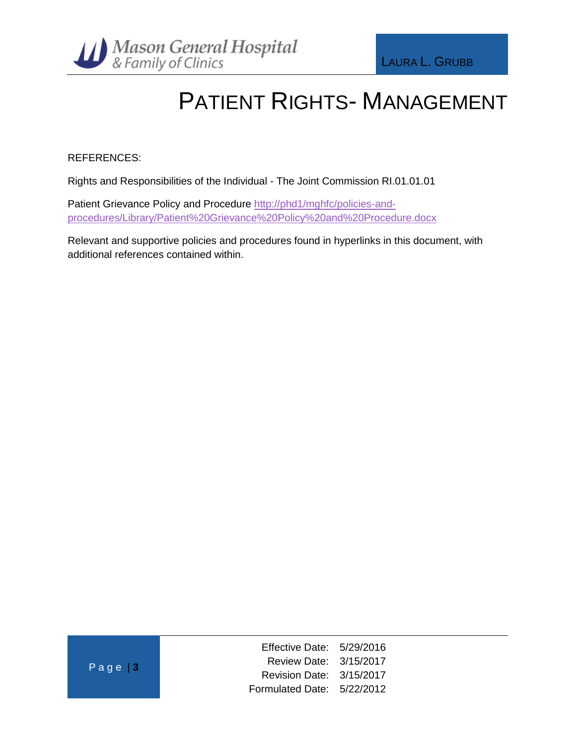# PATIENT RIGHTS- MANAGEMENT

REFERENCES:

Rights and Responsibilities of the Individual - The Joint Commission RI.01.01.01

Patient Grievance Policy and Procedure http://phd1/mghfc/policies-and-procedures/Library/Patient%20Grievance%20Policy%20and%20Procedure.docx

Relevant and supportive policies and procedures found in hyperlinks in this document, with additional references contained within.